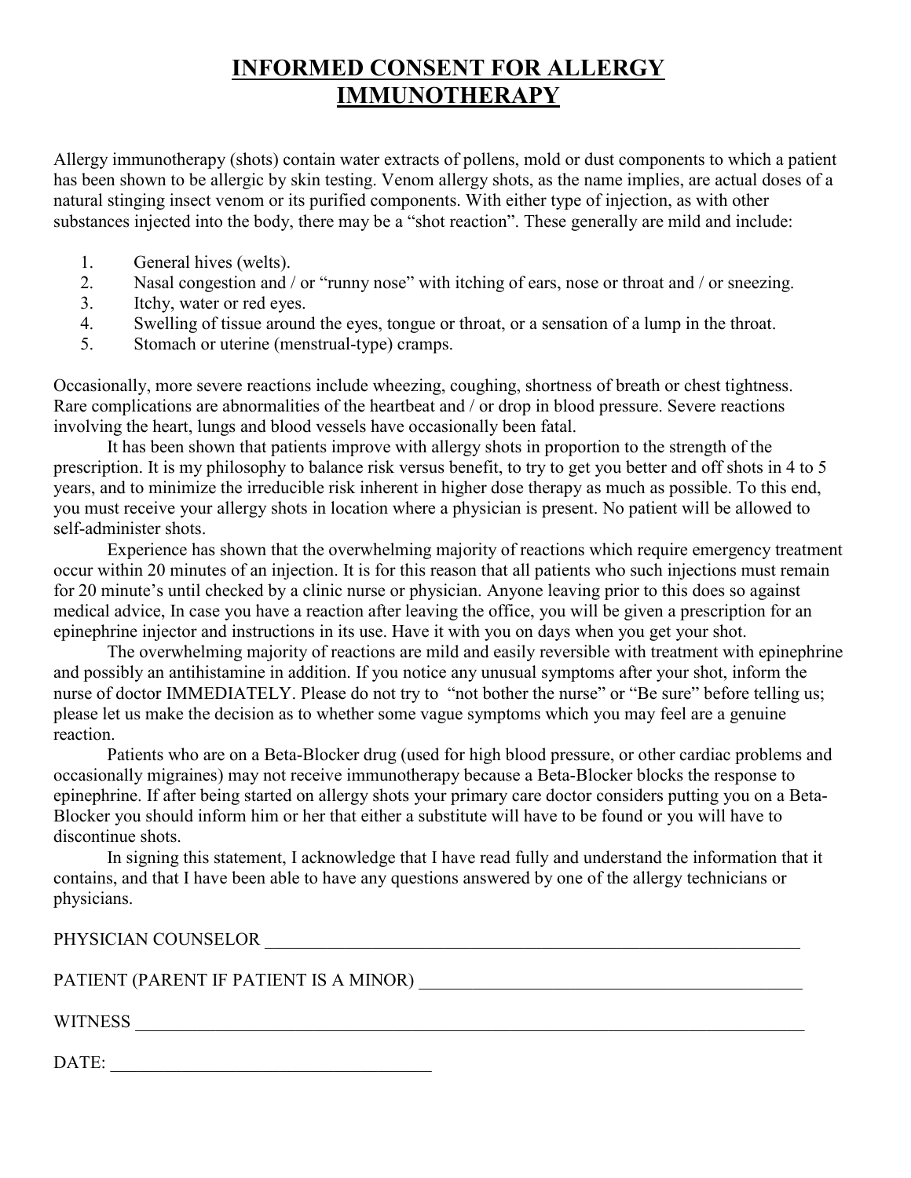# INFORMED CONSENT FOR ALLERGY IMMUNOTHERAPY

Allergy immunotherapy (shots) contain water extracts of pollens, mold or dust components to which a patient has been shown to be allergic by skin testing. Venom allergy shots, as the name implies, are actual doses of a natural stinging insect venom or its purified components. With either type of injection, as with other substances injected into the body, there may be a "shot reaction". These generally are mild and include:

1. General hives (welts).
2. Nasal congestion and / or "runny nose" with itching of ears, nose or throat and / or sneezing.
3. Itchy, water or red eyes.
4. Swelling of tissue around the eyes, tongue or throat, or a sensation of a lump in the throat.
5. Stomach or uterine (menstrual-type) cramps.

Occasionally, more severe reactions include wheezing, coughing, shortness of breath or chest tightness. Rare complications are abnormalities of the heartbeat and / or drop in blood pressure. Severe reactions involving the heart, lungs and blood vessels have occasionally been fatal.

It has been shown that patients improve with allergy shots in proportion to the strength of the prescription. It is my philosophy to balance risk versus benefit, to try to get you better and off shots in 4 to 5 years, and to minimize the irreducible risk inherent in higher dose therapy as much as possible. To this end, you must receive your allergy shots in location where a physician is present. No patient will be allowed to self-administer shots.

Experience has shown that the overwhelming majority of reactions which require emergency treatment occur within 20 minutes of an injection. It is for this reason that all patients who such injections must remain for 20 minute's until checked by a clinic nurse or physician. Anyone leaving prior to this does so against medical advice, In case you have a reaction after leaving the office, you will be given a prescription for an epinephrine injector and instructions in its use. Have it with you on days when you get your shot.

The overwhelming majority of reactions are mild and easily reversible with treatment with epinephrine and possibly an antihistamine in addition. If you notice any unusual symptoms after your shot, inform the nurse of doctor IMMEDIATELY. Please do not try to "not bother the nurse" or "Be sure" before telling us; please let us make the decision as to whether some vague symptoms which you may feel are a genuine reaction.

Patients who are on a Beta-Blocker drug (used for high blood pressure, or other cardiac problems and occasionally migraines) may not receive immunotherapy because a Beta-Blocker blocks the response to epinephrine. If after being started on allergy shots your primary care doctor considers putting you on a Beta-Blocker you should inform him or her that either a substitute will have to be found or you will have to discontinue shots.

In signing this statement, I acknowledge that I have read fully and understand the information that it contains, and that I have been able to have any questions answered by one of the allergy technicians or physicians.

PHYSICIAN COUNSELOR ____________________________________________

PATIENT (PARENT IF PATIENT IS A MINOR) ____________________________________________

WITNESS ____________________________________________

DATE: ____________________________________________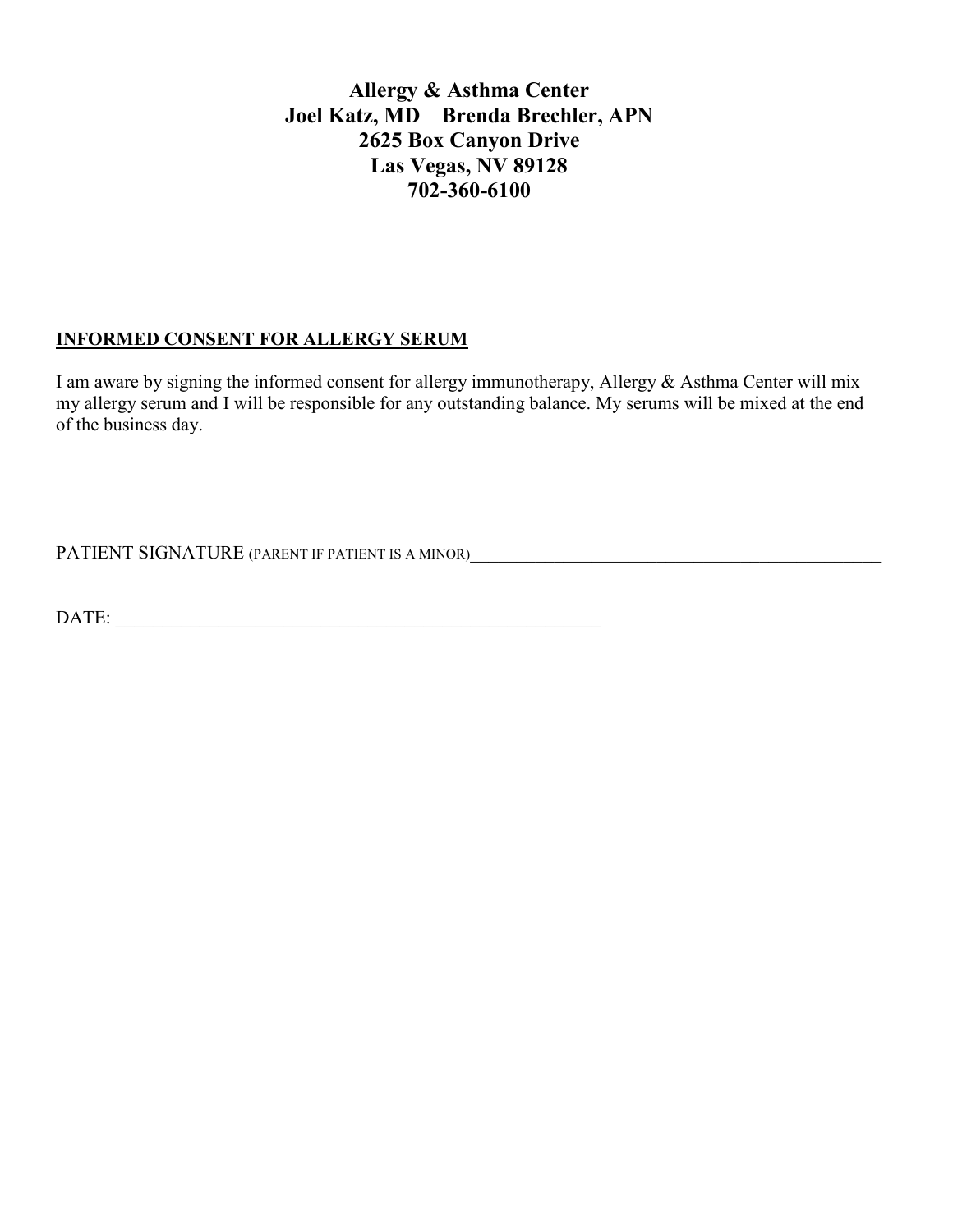**Allergy & Asthma Center**
**Joel Katz, MD    Brenda Brechler, APN**
**2625 Box Canyon Drive**
**Las Vegas, NV 89128**
**702-360-6100**

**INFORMED CONSENT FOR ALLERGY SERUM**

I am aware by signing the informed consent for allergy immunotherapy, Allergy & Asthma Center will mix my allergy serum and I will be responsible for any outstanding balance. My serums will be mixed at the end of the business day.

PATIENT SIGNATURE (PARENT IF PATIENT IS A MINOR)_______________________________________________

DATE: ______________________________________________________